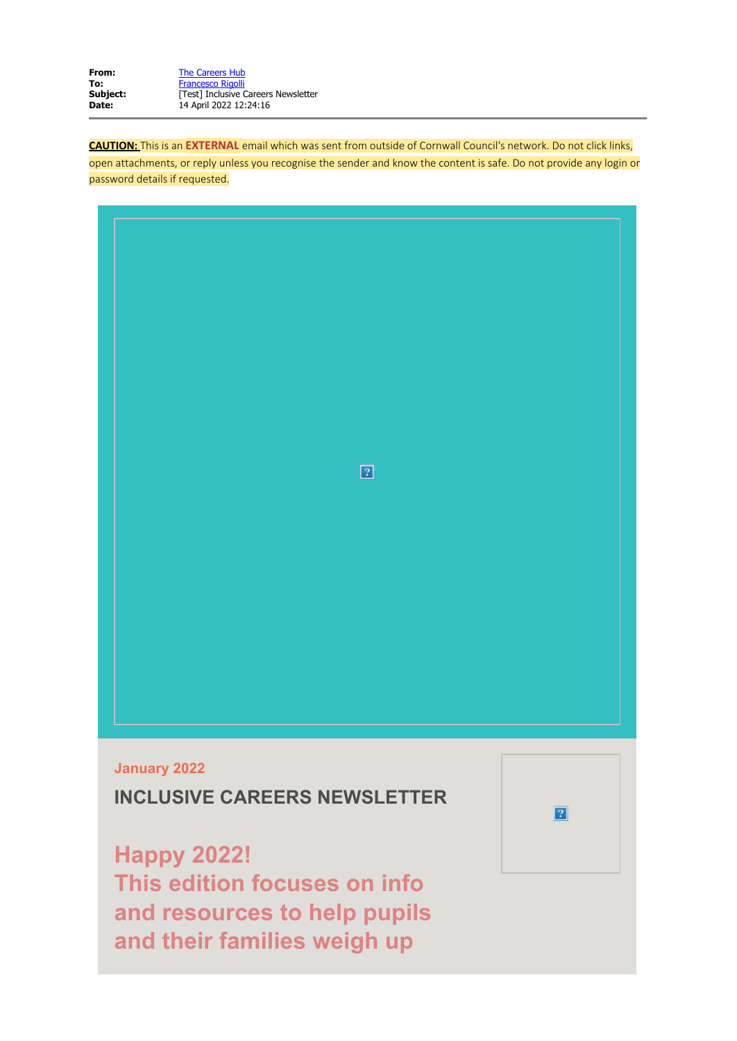**From:** The Careers Hub
**To:** Francesco Rigolli
**Subject:** [Test] Inclusive Careers Newsletter
**Date:** 14 April 2022 12:24:16

**CAUTION:** This is an **EXTERNAL** email which was sent from outside of Cornwall Council's network. Do not click links, open attachments, or reply unless you recognise the sender and know the content is safe. Do not provide any login or password details if requested.

January 2022

## INCLUSIVE CAREERS NEWSLETTER

## Happy 2022!
## This edition focuses on info and resources to help pupils and their families weigh up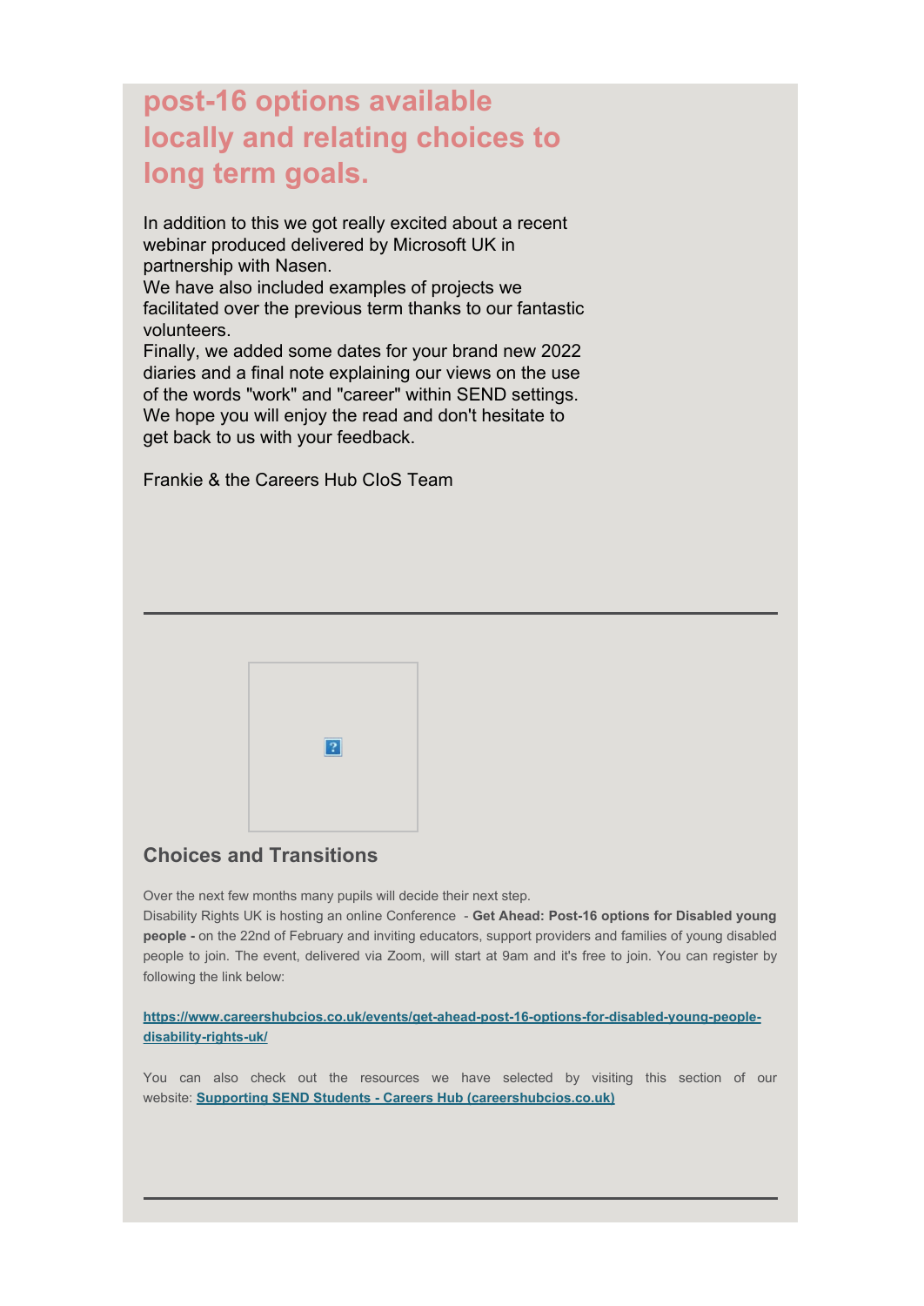# post-16 options available locally and relating choices to long term goals.

In addition to this we got really excited about a recent webinar produced delivered by Microsoft UK in partnership with Nasen.
We have also included examples of projects we facilitated over the previous term thanks to our fantastic volunteers.
Finally, we added some dates for your brand new 2022 diaries and a final note explaining our views on the use of the words "work" and "career" within SEND settings.
We hope you will enjoy the read and don't hesitate to get back to us with your feedback.

Frankie & the Careers Hub CIoS Team

---

## Choices and Transitions

Over the next few months many pupils will decide their next step.
Disability Rights UK is hosting an online Conference - **Get Ahead: Post-16 options for Disabled young people -** on the 22nd of February and inviting educators, support providers and families of young disabled people to join. The event, delivered via Zoom, will start at 9am and it's free to join. You can register by following the link below:

**https://www.careershubcios.co.uk/events/get-ahead-post-16-options-for-disabled-young-people-disability-rights-uk/**

You can also check out the resources we have selected by visiting this section of our website: **Supporting SEND Students - Careers Hub (careershubcios.co.uk)**

---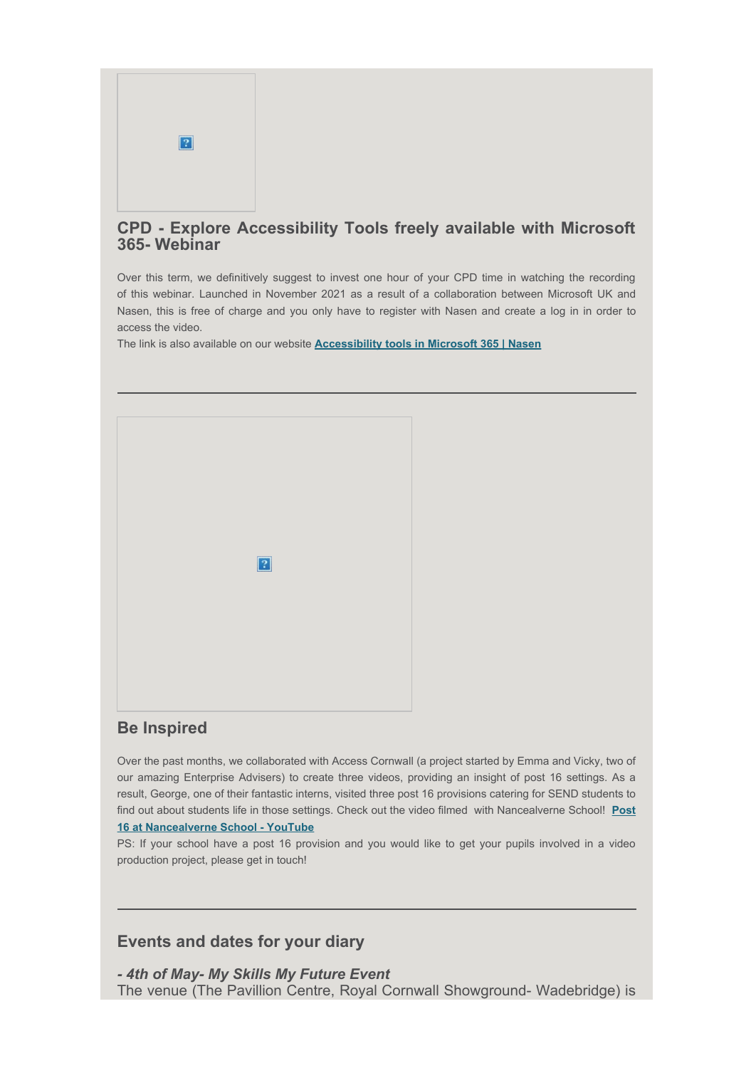## CPD - Explore Accessibility Tools freely available with Microsoft 365- Webinar

Over this term, we definitively suggest to invest one hour of your CPD time in watching the recording of this webinar. Launched in November 2021 as a result of a collaboration between Microsoft UK and Nasen, this is free of charge and you only have to register with Nasen and create a log in in order to access the video.
The link is also available on our website **Accessibility tools in Microsoft 365 | Nasen**

---

## Be Inspired

Over the past months, we collaborated with Access Cornwall (a project started by Emma and Vicky, two of our amazing Enterprise Advisers) to create three videos, providing an insight of post 16 settings. As a result, George, one of their fantastic interns, visited three post 16 provisions catering for SEND students to find out about students life in those settings. Check out the video filmed with Nancealverne School! **Post 16 at Nancealverne School - YouTube**
PS: If your school have a post 16 provision and you would like to get your pupils involved in a video production project, please get in touch!

---

## Events and dates for your diary

***- 4th of May- My Skills My Future Event***
The venue (The Pavillion Centre, Royal Cornwall Showground- Wadebridge) is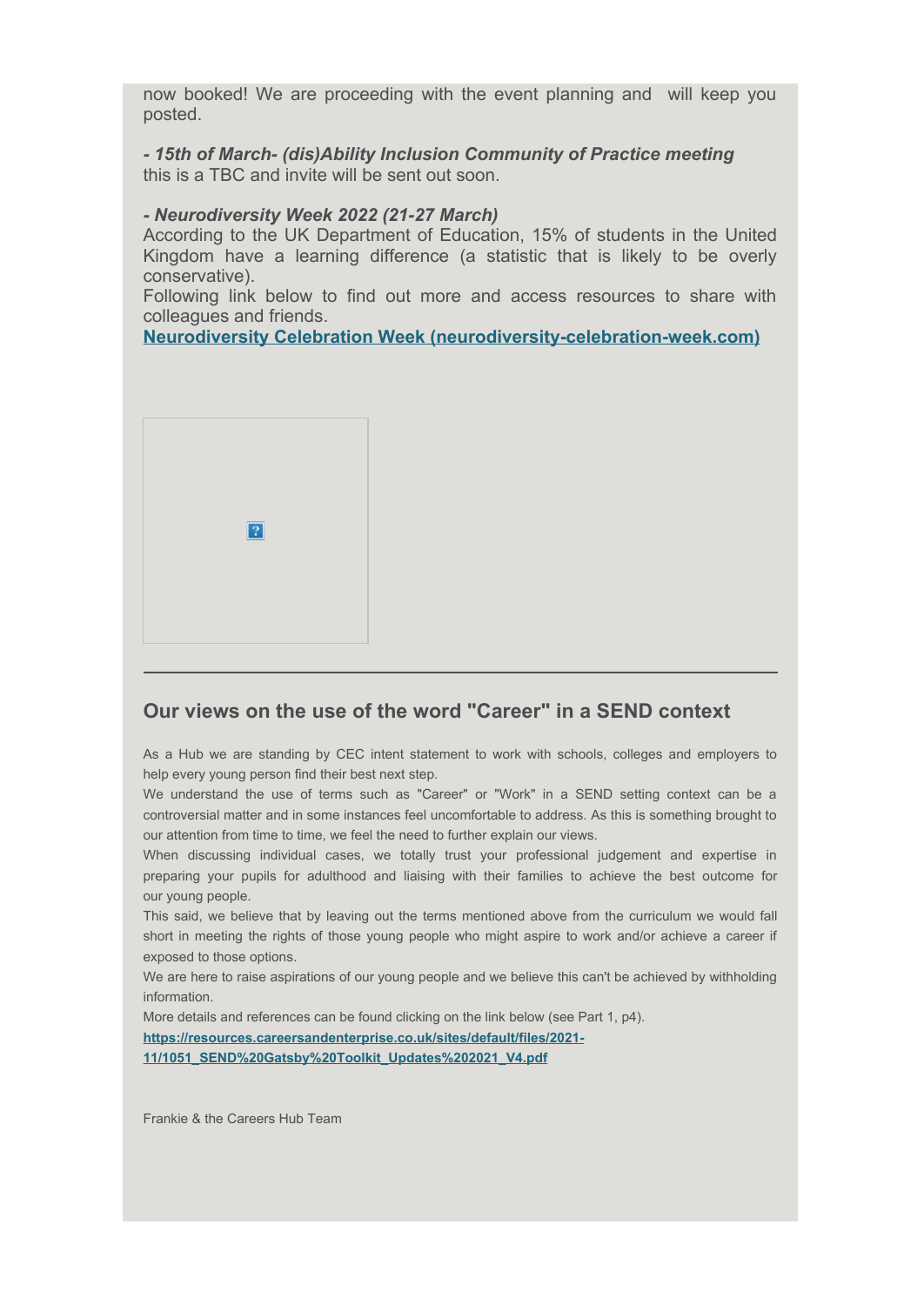now booked! We are proceeding with the event planning and will keep you posted.

***- 15th of March- (dis)Ability Inclusion Community of Practice meeting***
this is a TBC and invite will be sent out soon.

***- Neurodiversity Week 2022 (21-27 March)***
According to the UK Department of Education, 15% of students in the United Kingdom have a learning difference (a statistic that is likely to be overly conservative).
Following link below to find out more and access resources to share with colleagues and friends.
**Neurodiversity Celebration Week (neurodiversity-celebration-week.com)**

---

## Our views on the use of the word "Career" in a SEND context

As a Hub we are standing by CEC intent statement to work with schools, colleges and employers to help every young person find their best next step.
We understand the use of terms such as "Career" or "Work" in a SEND setting context can be a controversial matter and in some instances feel uncomfortable to address. As this is something brought to our attention from time to time, we feel the need to further explain our views.
When discussing individual cases, we totally trust your professional judgement and expertise in preparing your pupils for adulthood and liaising with their families to achieve the best outcome for our young people.
This said, we believe that by leaving out the terms mentioned above from the curriculum we would fall short in meeting the rights of those young people who might aspire to work and/or achieve a career if exposed to those options.
We are here to raise aspirations of our young people and we believe this can't be achieved by withholding information.
More details and references can be found clicking on the link below (see Part 1, p4).
**https://resources.careersandenterprise.co.uk/sites/default/files/2021-11/1051_SEND%20Gatsby%20Toolkit_Updates%202021_V4.pdf**

Frankie & the Careers Hub Team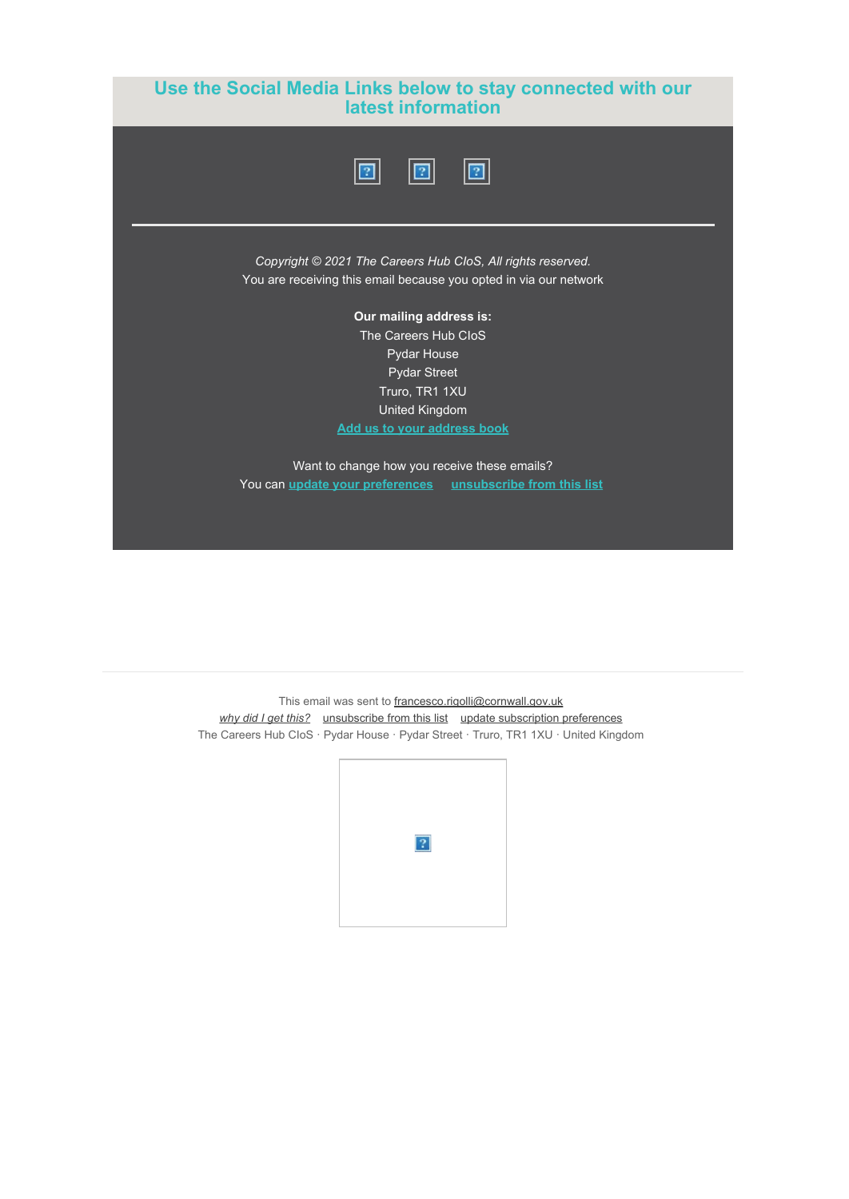## Use the Social Media Links below to stay connected with our latest information

*Copyright © 2021 The Careers Hub CIoS, All rights reserved.*
You are receiving this email because you opted in via our network

**Our mailing address is:**
The Careers Hub CIoS
Pydar House
Pydar Street
Truro, TR1 1XU
United Kingdom
Add us to your address book

Want to change how you receive these emails?
You can update your preferences    unsubscribe from this list

---

This email was sent to francesco.rigolli@cornwall.gov.uk
*why did I get this?*    unsubscribe from this list    update subscription preferences
The Careers Hub CIoS · Pydar House · Pydar Street · Truro, TR1 1XU · United Kingdom